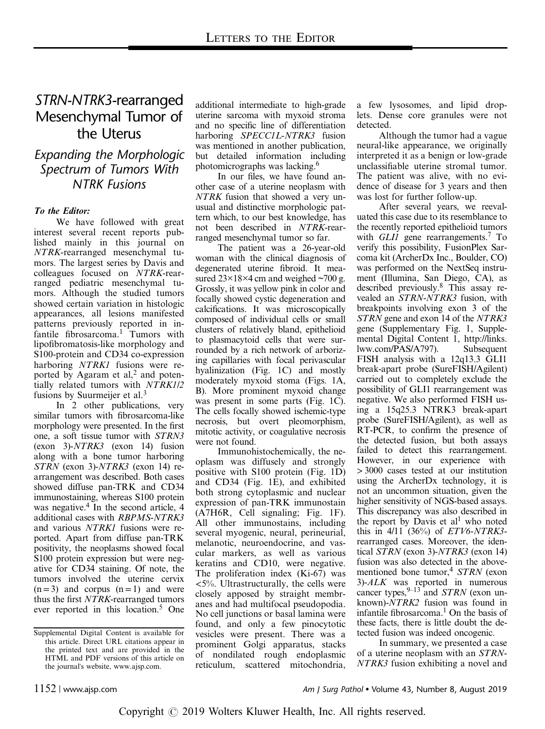# *STRN-NTRK3*-rearranged Mesenchymal Tumor of the Uterus

## *Expanding the Morphologic Spectrum of Tumors With NTRK Fusions*

***To the Editor:***

We have followed with great interest several recent reports published mainly in this journal on *NTRK*-rearranged mesenchymal tumors. The largest series by Davis and colleagues focused on *NTRK*-rearranged pediatric mesenchymal tumors. Although the studied tumors showed certain variation in histologic appearances, all lesions manifested patterns previously reported in infantile fibrosarcoma.[1] Tumors with lipofibromatosis-like morphology and S100-protein and CD34 co-expression harboring *NTRK1* fusions were reported by Agaram et al,[2] and potentially related tumors with *NTRK1/2* fusions by Suurmeijer et al.[3]

In 2 other publications, very similar tumors with fibrosarcoma-like morphology were presented. In the first one, a soft tissue tumor with *STRN3* (exon 3)-*NTRK3* (exon 14) fusion along with a bone tumor harboring *STRN* (exon 3)-*NTRK3* (exon 14) rearrangement was described. Both cases showed diffuse pan-TRK and CD34 immunostaining, whereas S100 protein was negative.[4] In the second article, 4 additional cases with *RBPMS-NTRK3* and various *NTRK1* fusions were reported. Apart from diffuse pan-TRK positivity, the neoplasms showed focal S100 protein expression but were negative for CD34 staining. Of note, the tumors involved the uterine cervix (n=3) and corpus (n=1) and were thus the first *NTRK*-rearranged tumors ever reported in this location.[5] One additional intermediate to high-grade uterine sarcoma with myxoid stroma and no specific line of differentiation harboring *SPECC1L-NTRK3* fusion was mentioned in another publication, but detailed information including photomicrographs was lacking.[6]

In our files, we have found another case of a uterine neoplasm with *NTRK* fusion that showed a very unusual and distinctive morphologic pattern which, to our best knowledge, has not been described in *NTRK*-rearranged mesenchymal tumor so far.

The patient was a 26-year-old woman with the clinical diagnosis of degenerated uterine fibroid. It measured 23×18×4 cm and weighed ~700 g. Grossly, it was yellow pink in color and focally showed cystic degeneration and calcifications. It was microscopically composed of individual cells or small clusters of relatively bland, epithelioid to plasmacytoid cells that were surrounded by a rich network of arborizing capillaries with focal perivascular hyalinization (Fig. 1C) and mostly moderately myxoid stoma (Figs. 1A, B). More prominent myxoid change was present in some parts (Fig. 1C). The cells focally showed ischemic-type necrosis, but overt pleomorphism, mitotic activity, or coagulative necrosis were not found.

Immunohistochemically, the neoplasm was diffusely and strongly positive with S100 protein (Fig. 1D) and CD34 (Fig. 1E), and exhibited both strong cytoplasmic and nuclear expression of pan-TRK immunostain (A7H6R, Cell signaling; Fig. 1F). All other immunostains, including several myogenic, neural, perineurial, melanotic, neuroendocrine, and vascular markers, as well as various keratins and CD10, were negative. The proliferation index (Ki-67) was <5%. Ultrastructurally, the cells were closely apposed by straight membranes and had multifocal pseudopodia. No cell junctions or basal lamina were found, and only a few pinocytotic vesicles were present. There was a prominent Golgi apparatus, stacks of nondilated rough endoplasmic reticulum, scattered mitochondria, a few lysosomes, and lipid droplets. Dense core granules were not detected.

Although the tumor had a vague neural-like appearance, we originally interpreted it as a benign or low-grade unclassifiable uterine stromal tumor. The patient was alive, with no evidence of disease for 3 years and then was lost for further follow-up.

After several years, we reevaluated this case due to its resemblance to the recently reported epithelioid tumors with *GLI1* gene rearrangements.[7] To verify this possibility, FusionPlex Sarcoma kit (ArcherDx Inc., Boulder, CO) was performed on the NextSeq instrument (Illumina, San Diego, CA), as described previously.[8] This assay revealed an *STRN-NTRK3* fusion, with breakpoints involving exon 3 of the *STRN* gene and exon 14 of the *NTRK3* gene (Supplementary Fig. 1, Supplemental Digital Content 1, http://links.lww.com/PAS/A797). Subsequent FISH analysis with a 12q13.3 GLI1 break-apart probe (SureFISH/Agilent) carried out to completely exclude the possibility of GLI1 rearrangement was negative. We also performed FISH using a 15q25.3 NTRK3 break-apart probe (SureFISH/Agilent), as well as RT-PCR, to confirm the presence of the detected fusion, but both assays failed to detect this rearrangement. However, in our experience with >3000 cases tested at our institution using the ArcherDx technology, it is not an uncommon situation, given the higher sensitivity of NGS-based assays. This discrepancy was also described in the report by Davis et al[1] who noted this in 4/11 (36%) of *ETV6-NTRK3*-rearranged cases. Moreover, the identical *STRN* (exon 3)-*NTRK3* (exon 14) fusion was also detected in the above-mentioned bone tumor,[4] *STRN* (exon 3)-*ALK* was reported in numerous cancer types,[9–13] and *STRN* (exon unknown)-*NTRK2* fusion was found in infantile fibrosarcoma.[1] On the basis of these facts, there is little doubt the detected fusion was indeed oncogenic.

In summary, we presented a case of a uterine neoplasm with an *STRN-NTRK3* fusion exhibiting a novel and

Supplemental Digital Content is available for this article. Direct URL citations appear in the printed text and are provided in the HTML and PDF versions of this article on the journal's website, www.ajsp.com.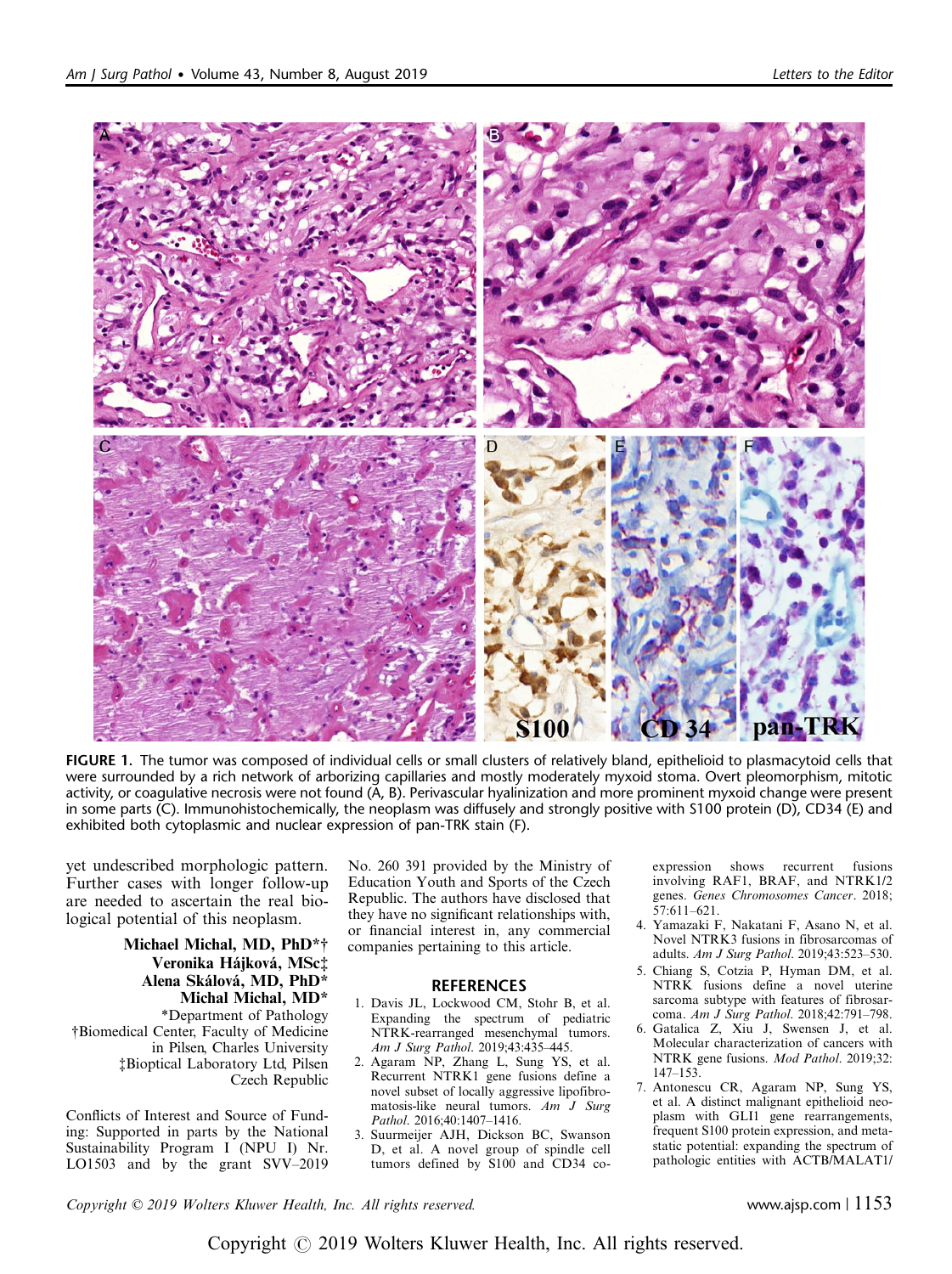FIGURE 1. The tumor was composed of individual cells or small clusters of relatively bland, epithelioid to plasmacytoid cells that were surrounded by a rich network of arborizing capillaries and mostly moderately myxoid stoma. Overt pleomorphism, mitotic activity, or coagulative necrosis were not found (A, B). Perivascular hyalinization and more prominent myxoid change were present in some parts (C). Immunohistochemically, the neoplasm was diffusely and strongly positive with S100 protein (D), CD34 (E) and exhibited both cytoplasmic and nuclear expression of pan-TRK stain (F).

yet undescribed morphologic pattern. Further cases with longer follow-up are needed to ascertain the real biological potential of this neoplasm.

**Michael Michal, MD, PhD*†**
**Veronika Hájková, MSc‡**
**Alena Skálová, MD, PhD***
**Michal Michal, MD***
*Department of Pathology
†Biomedical Center, Faculty of Medicine in Pilsen, Charles University
‡Bioptical Laboratory Ltd, Pilsen
Czech Republic

Conflicts of Interest and Source of Funding: Supported in parts by the National Sustainability Program I (NPU I) Nr. LO1503 and by the grant SVV–2019 No. 260 391 provided by the Ministry of Education Youth and Sports of the Czech Republic. The authors have disclosed that they have no significant relationships with, or financial interest in, any commercial companies pertaining to this article.

## REFERENCES

1. Davis JL, Lockwood CM, Stohr B, et al. Expanding the spectrum of pediatric NTRK-rearranged mesenchymal tumors. *Am J Surg Pathol*. 2019;43:435–445.
2. Agaram NP, Zhang L, Sung YS, et al. Recurrent NTRK1 gene fusions define a novel subset of locally aggressive lipofibromatosis-like neural tumors. *Am J Surg Pathol*. 2016;40:1407–1416.
3. Suurmeijer AJH, Dickson BC, Swanson D, et al. A novel group of spindle cell tumors defined by S100 and CD34 co-expression shows recurrent fusions involving RAF1, BRAF, and NTRK1/2 genes. *Genes Chromosomes Cancer*. 2018; 57:611–621.
4. Yamazaki F, Nakatani F, Asano N, et al. Novel NTRK3 fusions in fibrosarcomas of adults. *Am J Surg Pathol*. 2019;43:523–530.
5. Chiang S, Cotzia P, Hyman DM, et al. NTRK fusions define a novel uterine sarcoma subtype with features of fibrosarcoma. *Am J Surg Pathol*. 2018;42:791–798.
6. Gatalica Z, Xiu J, Swensen J, et al. Molecular characterization of cancers with NTRK gene fusions. *Mod Pathol*. 2019;32: 147–153.
7. Antonescu CR, Agaram NP, Sung YS, et al. A distinct malignant epithelioid neoplasm with GLI1 gene rearrangements, frequent S100 protein expression, and metastatic potential: expanding the spectrum of pathologic entities with ACTB/MALAT1/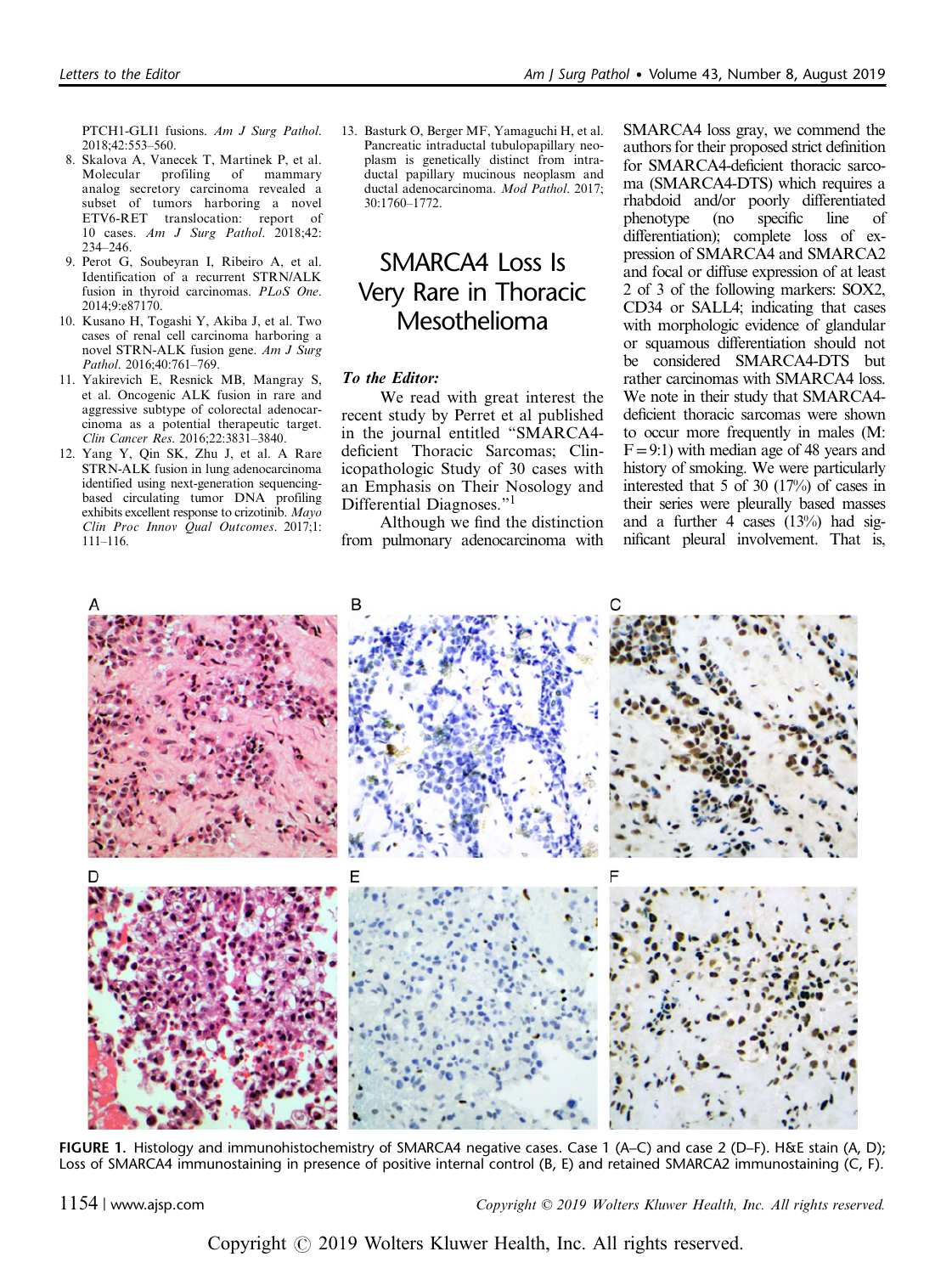PTCH1-GLI1 fusions. *Am J Surg Pathol*. 2018;42:553–560.

8. Skalova A, Vanecek T, Martinek P, et al. Molecular profiling of mammary analog secretory carcinoma revealed a subset of tumors harboring a novel ETV6-RET translocation: report of 10 cases. *Am J Surg Pathol*. 2018;42:234–246.
9. Perot G, Soubeyran I, Ribeiro A, et al. Identification of a recurrent STRN/ALK fusion in thyroid carcinomas. *PLoS One*. 2014;9:e87170.
10. Kusano H, Togashi Y, Akiba J, et al. Two cases of renal cell carcinoma harboring a novel STRN-ALK fusion gene. *Am J Surg Pathol*. 2016;40:761–769.
11. Yakirevich E, Resnick MB, Mangray S, et al. Oncogenic ALK fusion in rare and aggressive subtype of colorectal adenocarcinoma as a potential therapeutic target. *Clin Cancer Res*. 2016;22:3831–3840.
12. Yang Y, Qin SK, Zhu J, et al. A Rare STRN-ALK fusion in lung adenocarcinoma identified using next-generation sequencing-based circulating tumor DNA profiling exhibits excellent response to crizotinib. *Mayo Clin Proc Innov Qual Outcomes*. 2017;1:111–116.
13. Basturk O, Berger MF, Yamaguchi H, et al. Pancreatic intraductal tubulopapillary neoplasm is genetically distinct from intraductal papillary mucinous neoplasm and ductal adenocarcinoma. *Mod Pathol*. 2017;30:1760–1772.

# SMARCA4 Loss Is Very Rare in Thoracic Mesothelioma

***To the Editor:***

We read with great interest the recent study by Perret et al published in the journal entitled "SMARCA4-deficient Thoracic Sarcomas; Clinicopathologic Study of 30 cases with an Emphasis on Their Nosology and Differential Diagnoses."[1]

Although we find the distinction from pulmonary adenocarcinoma with SMARCA4 loss gray, we commend the authors for their proposed strict definition for SMARCA4-deficient thoracic sarcoma (SMARCA4-DTS) which requires a rhabdoid and/or poorly differentiated phenotype (no specific line of differentiation); complete loss of expression of SMARCA4 and SMARCA2 and focal or diffuse expression of at least 2 of 3 of the following markers: SOX2, CD34 or SALL4; indicating that cases with morphologic evidence of glandular or squamous differentiation should not be considered SMARCA4-DTS but rather carcinomas with SMARCA4 loss. We note in their study that SMARCA4-deficient thoracic sarcomas were shown to occur more frequently in males (M: F = 9:1) with median age of 48 years and history of smoking. We were particularly interested that 5 of 30 (17%) of cases in their series were pleurally based masses and a further 4 cases (13%) had significant pleural involvement. That is,

FIGURE 1. Histology and immunohistochemistry of SMARCA4 negative cases. Case 1 (A–C) and case 2 (D–F). H&E stain (A, D); Loss of SMARCA4 immunostaining in presence of positive internal control (B, E) and retained SMARCA2 immunostaining (C, F).